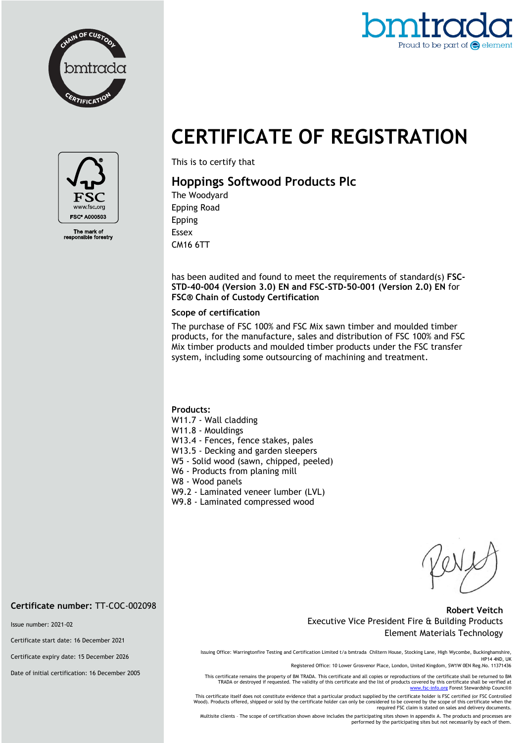# CERTIFICATE OF REGISTRATION

This is to certify that

## Hoppings Softwood Products Plc

The Woodyard
Epping Road
Epping
Essex
CM16 6TT

has been audited and found to meet the requirements of standard(s) **FSC-STD-40-004 (Version 3.0) EN and FSC-STD-50-001 (Version 2.0) EN** for **FSC® Chain of Custody Certification**

### Scope of certification

The purchase of FSC 100% and FSC Mix sawn timber and moulded timber products, for the manufacture, sales and distribution of FSC 100% and FSC Mix timber products and moulded timber products under the FSC transfer system, including some outsourcing of machining and treatment.

**Products:**
W11.7 - Wall cladding
W11.8 - Mouldings
W13.4 - Fences, fence stakes, pales
W13.5 - Decking and garden sleepers
W5 - Solid wood (sawn, chipped, peeled)
W6 - Products from planing mill
W8 - Wood panels
W9.2 - Laminated veneer lumber (LVL)
W9.8 - Laminated compressed wood

FSC® A000503
The mark of responsible forestry

**Certificate number:** TT-COC-002098

Issue number: 2021-02

Certificate start date: 16 December 2021

Certificate expiry date: 15 December 2026

Date of initial certification: 16 December 2005

**Robert Veitch**
Executive Vice President Fire & Building Products
Element Materials Technology

Issuing Office: Warringtonfire Testing and Certification Limited t/a bmtrada Chiltern House, Stocking Lane, High Wycombe, Buckinghamshire, HP14 4ND, UK
Registered Office: 10 Lower Grosvenor Place, London, United Kingdom, SW1W 0EN Reg.No. 11371436

This certificate remains the property of BM TRADA. This certificate and all copies or reproductions of the certificate shall be returned to BM TRADA or destroyed if requested. The validity of this certificate and the list of products covered by this certificate shall be verified at www.fsc-info.org Forest Stewardship Council®

This certificate itself does not constitute evidence that a particular product supplied by the certificate holder is FSC certified (or FSC Controlled Wood). Products offered, shipped or sold by the certificate holder can only be considered to be covered by the scope of this certificate when the required FSC claim is stated on sales and delivery documents.

Multisite clients – The scope of certification shown above includes the participating sites shown in appendix A. The products and processes are performed by the participating sites but not necessarily by each of them.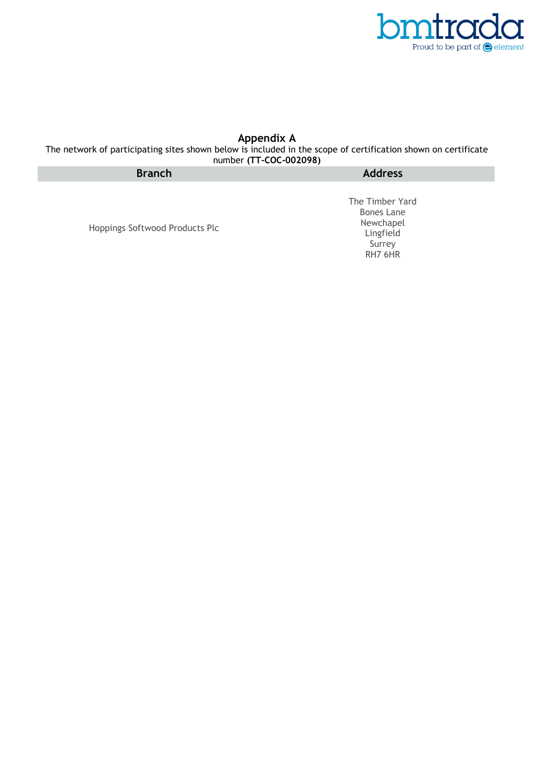## Appendix A

The network of participating sites shown below is included in the scope of certification shown on certificate number **(TT-COC-002098)**

| Branch | Address |
|---|---|
| Hoppings Softwood Products Plc | The Timber Yard<br>Bones Lane<br>Newchapel<br>Lingfield<br>Surrey<br>RH7 6HR |